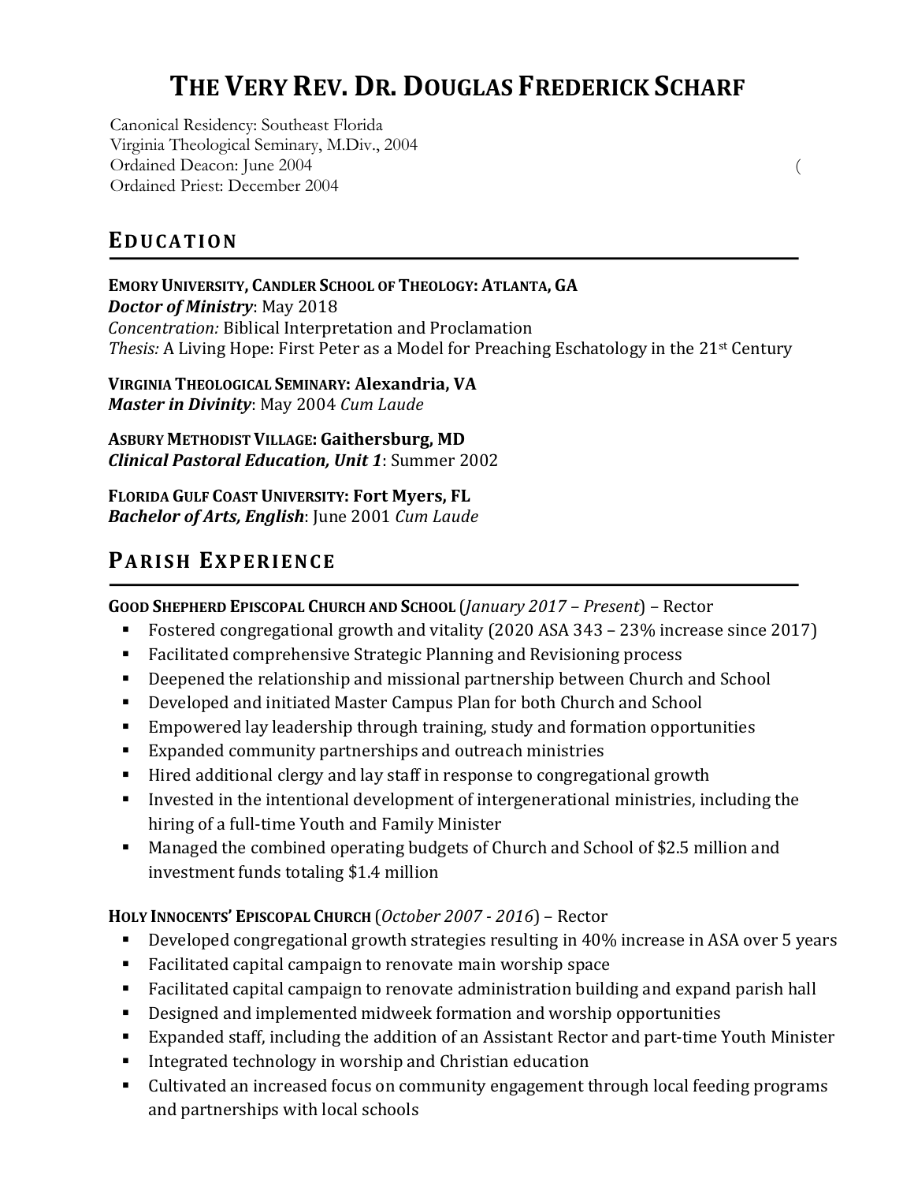# THE VERY REV. DR. DOUGLAS FREDERICK SCHARF

Canonical Residency: Southeast Florida
Virginia Theological Seminary, M.Div., 2004
Ordained Deacon: June 2004 (
Ordained Priest: December 2004

## EDUCATION

**EMORY UNIVERSITY, CANDLER SCHOOL OF THEOLOGY: ATLANTA, GA**
***Doctor of Ministry***: May 2018
*Concentration:* Biblical Interpretation and Proclamation
*Thesis:* A Living Hope: First Peter as a Model for Preaching Eschatology in the 21st Century

**VIRGINIA THEOLOGICAL SEMINARY: Alexandria, VA**
***Master in Divinity***: May 2004 *Cum Laude*

**ASBURY METHODIST VILLAGE: Gaithersburg, MD**
***Clinical Pastoral Education, Unit 1***: Summer 2002

**FLORIDA GULF COAST UNIVERSITY: Fort Myers, FL**
***Bachelor of Arts, English***: June 2001 *Cum Laude*

## PARISH EXPERIENCE

**GOOD SHEPHERD EPISCOPAL CHURCH AND SCHOOL** (*January 2017 – Present*) – Rector

- Fostered congregational growth and vitality (2020 ASA 343 – 23% increase since 2017)
- Facilitated comprehensive Strategic Planning and Revisioning process
- Deepened the relationship and missional partnership between Church and School
- Developed and initiated Master Campus Plan for both Church and School
- Empowered lay leadership through training, study and formation opportunities
- Expanded community partnerships and outreach ministries
- Hired additional clergy and lay staff in response to congregational growth
- Invested in the intentional development of intergenerational ministries, including the hiring of a full-time Youth and Family Minister
- Managed the combined operating budgets of Church and School of $2.5 million and investment funds totaling $1.4 million

**HOLY INNOCENTS' EPISCOPAL CHURCH** (*October 2007 - 2016*) – Rector

- Developed congregational growth strategies resulting in 40% increase in ASA over 5 years
- Facilitated capital campaign to renovate main worship space
- Facilitated capital campaign to renovate administration building and expand parish hall
- Designed and implemented midweek formation and worship opportunities
- Expanded staff, including the addition of an Assistant Rector and part-time Youth Minister
- Integrated technology in worship and Christian education
- Cultivated an increased focus on community engagement through local feeding programs and partnerships with local schools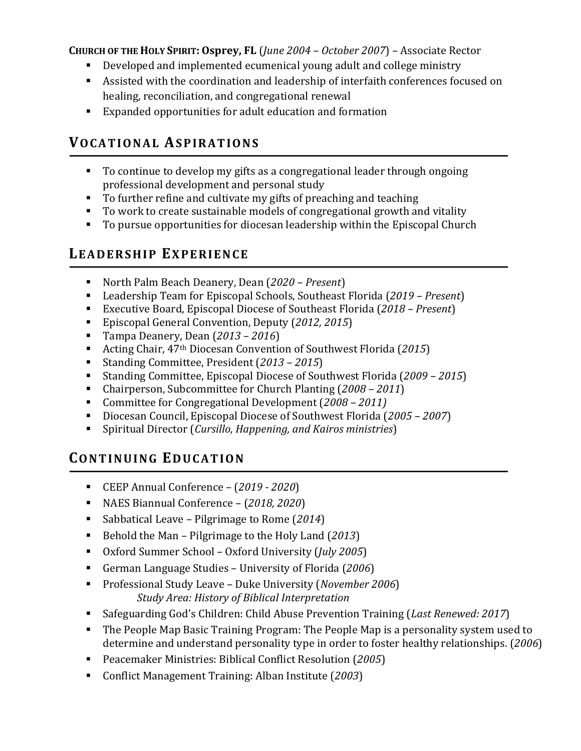**Church of the Holy Spirit: Osprey, FL** (*June 2004 – October 2007*) – Associate Rector

- Developed and implemented ecumenical young adult and college ministry
- Assisted with the coordination and leadership of interfaith conferences focused on healing, reconciliation, and congregational renewal
- Expanded opportunities for adult education and formation

## Vocational Aspirations

- To continue to develop my gifts as a congregational leader through ongoing professional development and personal study
- To further refine and cultivate my gifts of preaching and teaching
- To work to create sustainable models of congregational growth and vitality
- To pursue opportunities for diocesan leadership within the Episcopal Church

## Leadership Experience

- North Palm Beach Deanery, Dean (*2020 – Present*)
- Leadership Team for Episcopal Schools, Southeast Florida (*2019 – Present*)
- Executive Board, Episcopal Diocese of Southeast Florida (*2018 – Present*)
- Episcopal General Convention, Deputy (*2012, 2015*)
- Tampa Deanery, Dean (*2013 – 2016*)
- Acting Chair, 47th Diocesan Convention of Southwest Florida (*2015*)
- Standing Committee, President (*2013 – 2015*)
- Standing Committee, Episcopal Diocese of Southwest Florida (*2009 – 2015*)
- Chairperson, Subcommittee for Church Planting (*2008 – 2011*)
- Committee for Congregational Development (*2008 – 2011)*
- Diocesan Council, Episcopal Diocese of Southwest Florida (*2005 – 2007*)
- Spiritual Director (*Cursillo, Happening, and Kairos ministries*)

## Continuing Education

- CEEP Annual Conference – (*2019 - 2020*)
- NAES Biannual Conference – (*2018, 2020*)
- Sabbatical Leave – Pilgrimage to Rome (*2014*)
- Behold the Man – Pilgrimage to the Holy Land (*2013*)
- Oxford Summer School – Oxford University (*July 2005*)
- German Language Studies – University of Florida (*2006*)
- Professional Study Leave – Duke University (*November 2006*)
  *Study Area: History of Biblical Interpretation*
- Safeguarding God's Children: Child Abuse Prevention Training (*Last Renewed: 2017*)
- The People Map Basic Training Program: The People Map is a personality system used to determine and understand personality type in order to foster healthy relationships. (*2006*)
- Peacemaker Ministries: Biblical Conflict Resolution (*2005*)
- Conflict Management Training: Alban Institute (*2003*)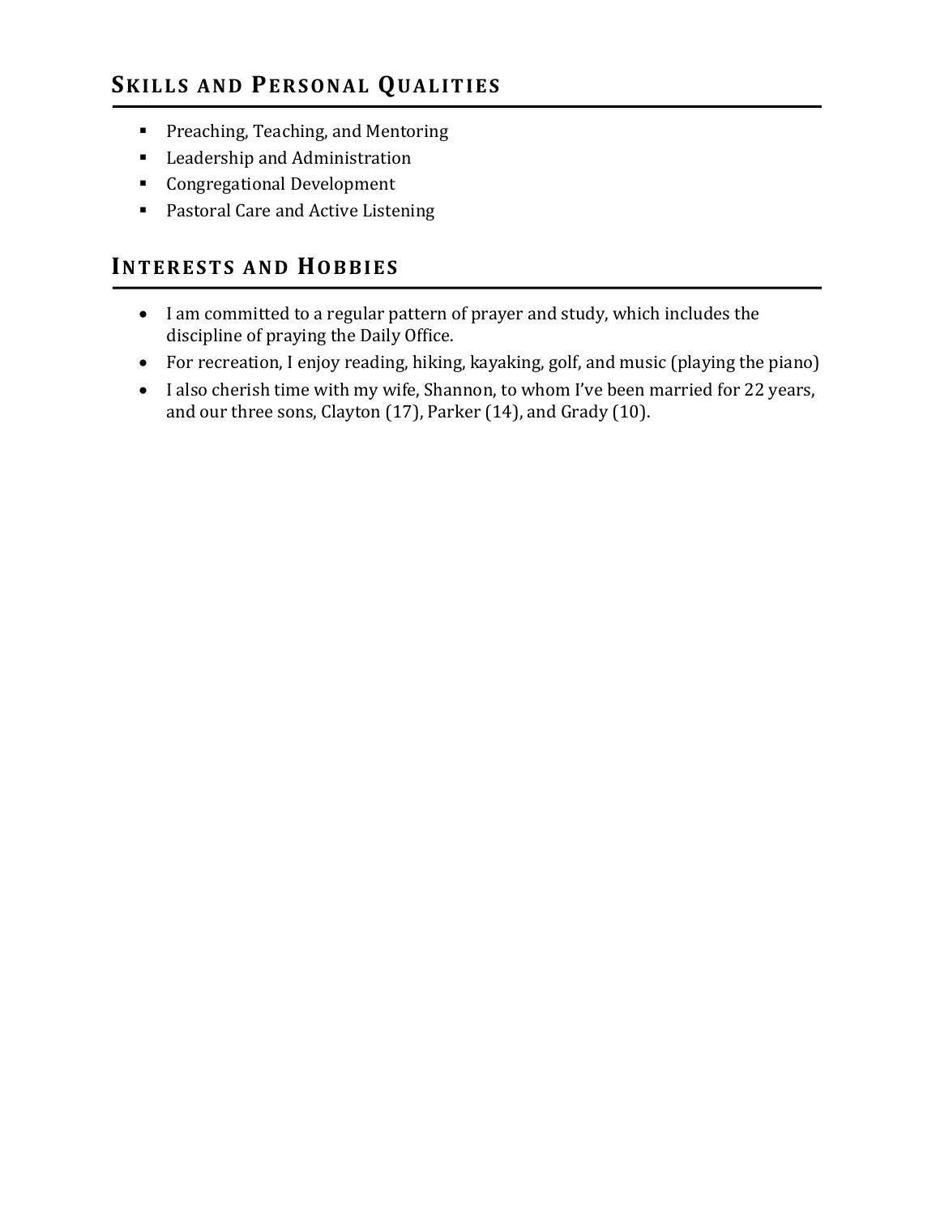## Skills and Personal Qualities

- Preaching, Teaching, and Mentoring
- Leadership and Administration
- Congregational Development
- Pastoral Care and Active Listening

## Interests and Hobbies

- I am committed to a regular pattern of prayer and study, which includes the discipline of praying the Daily Office.
- For recreation, I enjoy reading, hiking, kayaking, golf, and music (playing the piano)
- I also cherish time with my wife, Shannon, to whom I've been married for 22 years, and our three sons, Clayton (17), Parker (14), and Grady (10).